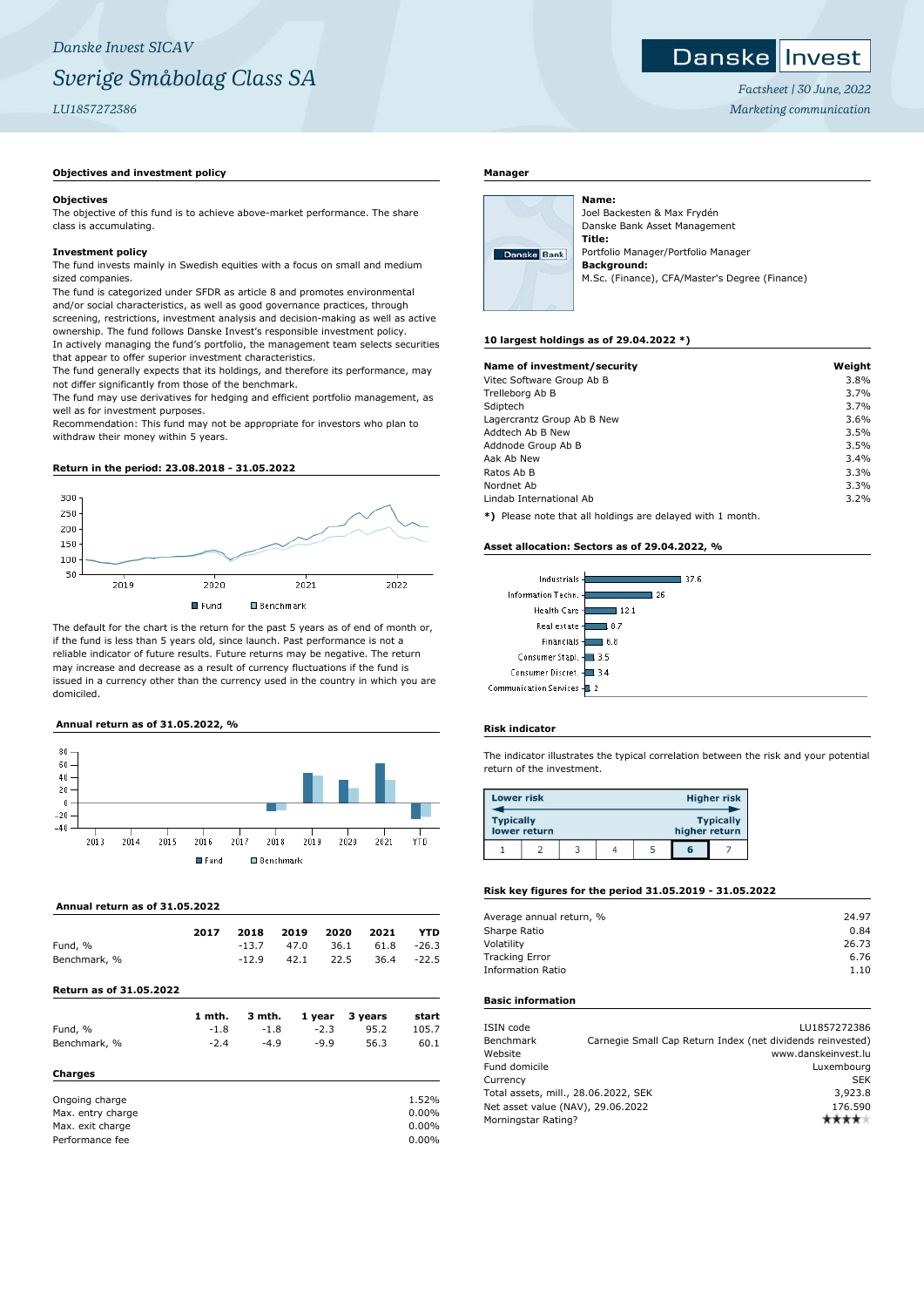*Danske Invest SICAV*

# *Sverige Småbolag Class SA*

*LU1857272386*

Danske Invest

*Factsheet | 30 June, 2022*

*Marketing communication*

## Objectives and investment policy

**Objectives**

The objective of this fund is to achieve above-market performance. The share class is accumulating.

**Investment policy**

The fund invests mainly in Swedish equities with a focus on small and medium sized companies.

The fund is categorized under SFDR as article 8 and promotes environmental and/or social characteristics, as well as good governance practices, through screening, restrictions, investment analysis and decision-making as well as active ownership. The fund follows Danske Invest's responsible investment policy.

In actively managing the fund's portfolio, the management team selects securities that appear to offer superior investment characteristics.

The fund generally expects that its holdings, and therefore its performance, may not differ significantly from those of the benchmark.

The fund may use derivatives for hedging and efficient portfolio management, as well as for investment purposes.

Recommendation: This fund may not be appropriate for investors who plan to withdraw their money within 5 years.

## Return in the period: 23.08.2018 - 31.05.2022

The default for the chart is the return for the past 5 years as of end of month or, if the fund is less than 5 years old, since launch. Past performance is not a reliable indicator of future results. Future returns may be negative. The return may increase and decrease as a result of currency fluctuations if the fund is issued in a currency other than the currency used in the country in which you are domiciled.

## Annual return as of 31.05.2022, %

## Annual return as of 31.05.2022

| | 2017 | 2018 | 2019 | 2020 | 2021 | YTD |
|---|---|---|---|---|---|---|
| Fund, % | | -13.7 | 47.0 | 36.1 | 61.8 | -26.3 |
| Benchmark, % | | -12.9 | 42.1 | 22.5 | 36.4 | -22.5 |

## Return as of 31.05.2022

| | 1 mth. | 3 mth. | 1 year | 3 years | start |
|---|---|---|---|---|---|
| Fund, % | -1.8 | -1.8 | -2.3 | 95.2 | 105.7 |
| Benchmark, % | -2.4 | -4.9 | -9.9 | 56.3 | 60.1 |

## Charges

| | |
|---|---|
| Ongoing charge | 1.52% |
| Max. entry charge | 0.00% |
| Max. exit charge | 0.00% |
| Performance fee | 0.00% |

## Manager

**Name:**
Joel Backesten & Max Frydén
Danske Bank Asset Management
**Title:**
Portfolio Manager/Portfolio Manager
**Background:**
M.Sc. (Finance), CFA/Master's Degree (Finance)

## 10 largest holdings as of 29.04.2022 *)

| Name of investment/security | Weight |
|---|---|
| Vitec Software Group Ab B | 3.8% |
| Trelleborg Ab B | 3.7% |
| Sdiptech | 3.7% |
| Lagercrantz Group Ab B New | 3.6% |
| Addtech Ab B New | 3.5% |
| Addnode Group Ab B | 3.5% |
| Aak Ab New | 3.4% |
| Ratos Ab B | 3.3% |
| Nordnet Ab | 3.3% |
| Lindab International Ab | 3.2% |

**\*)** Please note that all holdings are delayed with 1 month.

## Asset allocation: Sectors as of 29.04.2022, %

| Sector | % |
|---|---|
| Industrials | 37.6 |
| Information Techn. | 26 |
| Health Care | 12.1 |
| Real estate | 8.7 |
| Financials | 6.8 |
| Consumer Stapl. | 3.5 |
| Consumer Discret. | 3.4 |
| Communication Services | 2 |

## Risk indicator

The indicator illustrates the typical correlation between the risk and your potential return of the investment.

Lower risk — Higher risk
Typically lower return — Typically higher return

1 | 2 | 3 | 4 | 5 | **6** | 7

## Risk key figures for the period 31.05.2019 - 31.05.2022

| | |
|---|---|
| Average annual return, % | 24.97 |
| Sharpe Ratio | 0.84 |
| Volatility | 26.73 |
| Tracking Error | 6.76 |
| Information Ratio | 1.10 |

## Basic information

| | |
|---|---|
| ISIN code | LU1857272386 |
| Benchmark | Carnegie Small Cap Return Index (net dividends reinvested) |
| Website | www.danskeinvest.lu |
| Fund domicile | Luxembourg |
| Currency | SEK |
| Total assets, mill., 28.06.2022, SEK | 3,923.8 |
| Net asset value (NAV), 29.06.2022 | 176.590 |
| Morningstar Rating? | ★★★★ |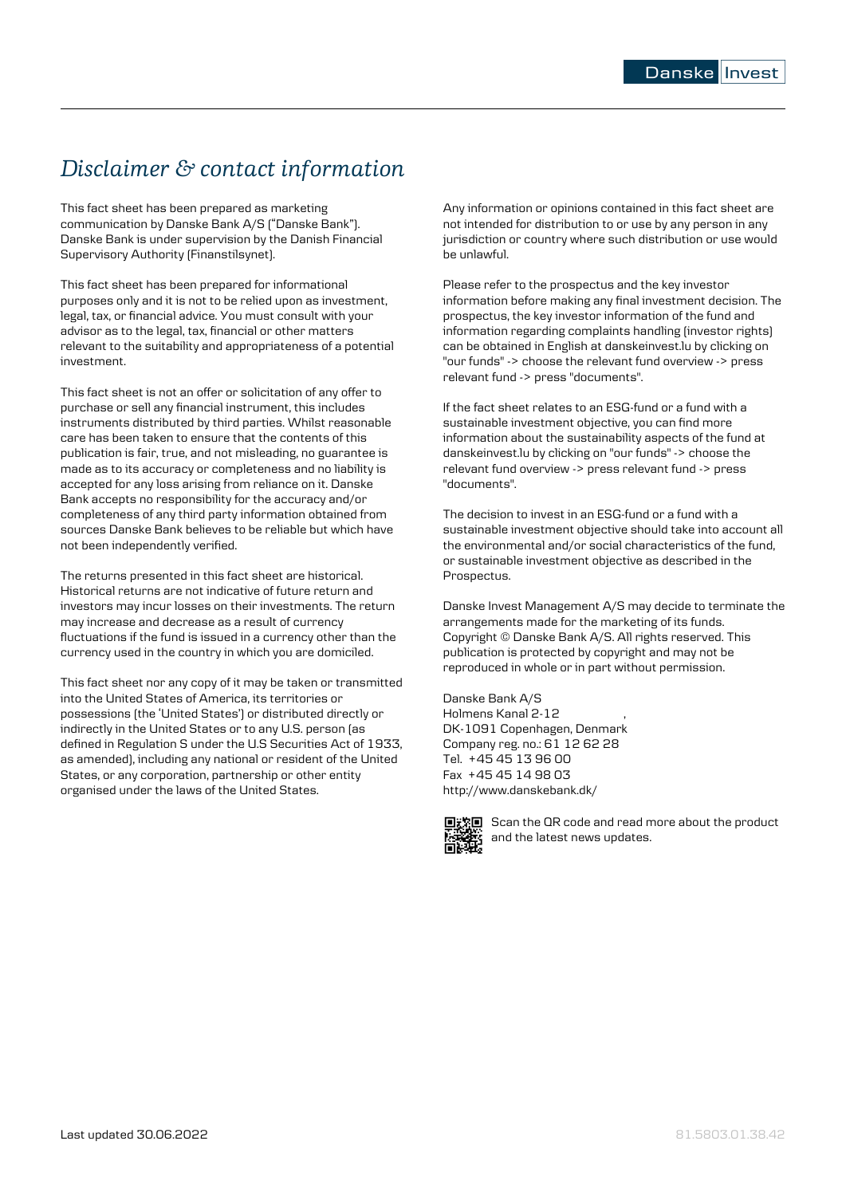# *Disclaimer & contact information*

This fact sheet has been prepared as marketing communication by Danske Bank A/S ("Danske Bank"). Danske Bank is under supervision by the Danish Financial Supervisory Authority (Finanstilsynet).

This fact sheet has been prepared for informational purposes only and it is not to be relied upon as investment, legal, tax, or financial advice. You must consult with your advisor as to the legal, tax, financial or other matters relevant to the suitability and appropriateness of a potential investment.

This fact sheet is not an offer or solicitation of any offer to purchase or sell any financial instrument, this includes instruments distributed by third parties. Whilst reasonable care has been taken to ensure that the contents of this publication is fair, true, and not misleading, no guarantee is made as to its accuracy or completeness and no liability is accepted for any loss arising from reliance on it. Danske Bank accepts no responsibility for the accuracy and/or completeness of any third party information obtained from sources Danske Bank believes to be reliable but which have not been independently verified.

The returns presented in this fact sheet are historical. Historical returns are not indicative of future return and investors may incur losses on their investments. The return may increase and decrease as a result of currency fluctuations if the fund is issued in a currency other than the currency used in the country in which you are domiciled.

This fact sheet nor any copy of it may be taken or transmitted into the United States of America, its territories or possessions (the 'United States') or distributed directly or indirectly in the United States or to any U.S. person (as defined in Regulation S under the U.S Securities Act of 1933, as amended), including any national or resident of the United States, or any corporation, partnership or other entity organised under the laws of the United States.

Any information or opinions contained in this fact sheet are not intended for distribution to or use by any person in any jurisdiction or country where such distribution or use would be unlawful.

Please refer to the prospectus and the key investor information before making any final investment decision. The prospectus, the key investor information of the fund and information regarding complaints handling (investor rights) can be obtained in English at danskeinvest.lu by clicking on "our funds" -> choose the relevant fund overview -> press relevant fund -> press "documents".

If the fact sheet relates to an ESG-fund or a fund with a sustainable investment objective, you can find more information about the sustainability aspects of the fund at danskeinvest.lu by clicking on "our funds" -> choose the relevant fund overview -> press relevant fund -> press "documents".

The decision to invest in an ESG-fund or a fund with a sustainable investment objective should take into account all the environmental and/or social characteristics of the fund, or sustainable investment objective as described in the Prospectus.

Danske Invest Management A/S may decide to terminate the arrangements made for the marketing of its funds. Copyright © Danske Bank A/S. All rights reserved. This publication is protected by copyright and may not be reproduced in whole or in part without permission.

Danske Bank A/S
Holmens Kanal 2-12
DK-1091 Copenhagen, Denmark
Company reg. no.: 61 12 62 28
Tel. +45 45 13 96 00
Fax +45 45 14 98 03
http://www.danskebank.dk/

Scan the QR code and read more about the product and the latest news updates.

Last updated 30.06.2022

81.5803.01.38.42